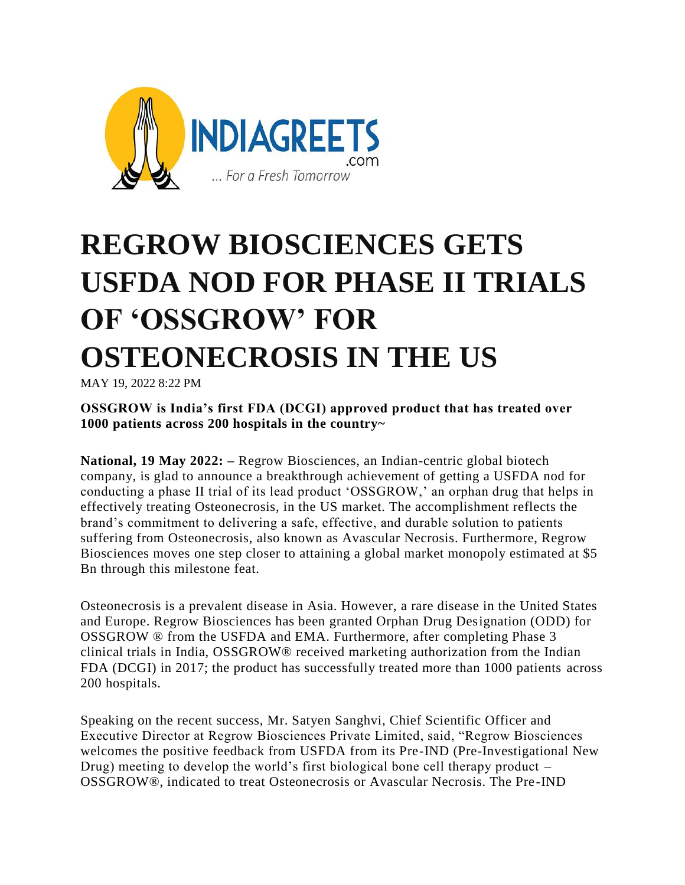# REGROW BIOSCIENCES GETS USFDA NOD FOR PHASE II TRIALS OF 'OSSGROW' FOR OSTEONECROSIS IN THE US

MAY 19, 2022 8:22 PM

**OSSGROW is India's first FDA (DCGI) approved product that has treated over 1000 patients across 200 hospitals in the country~**

**National, 19 May 2022: –** Regrow Biosciences, an Indian-centric global biotech company, is glad to announce a breakthrough achievement of getting a USFDA nod for conducting a phase II trial of its lead product 'OSSGROW,' an orphan drug that helps in effectively treating Osteonecrosis, in the US market. The accomplishment reflects the brand's commitment to delivering a safe, effective, and durable solution to patients suffering from Osteonecrosis, also known as Avascular Necrosis. Furthermore, Regrow Biosciences moves one step closer to attaining a global market monopoly estimated at $5 Bn through this milestone feat.

Osteonecrosis is a prevalent disease in Asia. However, a rare disease in the United States and Europe. Regrow Biosciences has been granted Orphan Drug Designation (ODD) for OSSGROW ® from the USFDA and EMA. Furthermore, after completing Phase 3 clinical trials in India, OSSGROW® received marketing authorization from the Indian FDA (DCGI) in 2017; the product has successfully treated more than 1000 patients across 200 hospitals.

Speaking on the recent success, Mr. Satyen Sanghvi, Chief Scientific Officer and Executive Director at Regrow Biosciences Private Limited, said, "Regrow Biosciences welcomes the positive feedback from USFDA from its Pre-IND (Pre-Investigational New Drug) meeting to develop the world's first biological bone cell therapy product – OSSGROW®, indicated to treat Osteonecrosis or Avascular Necrosis. The Pre-IND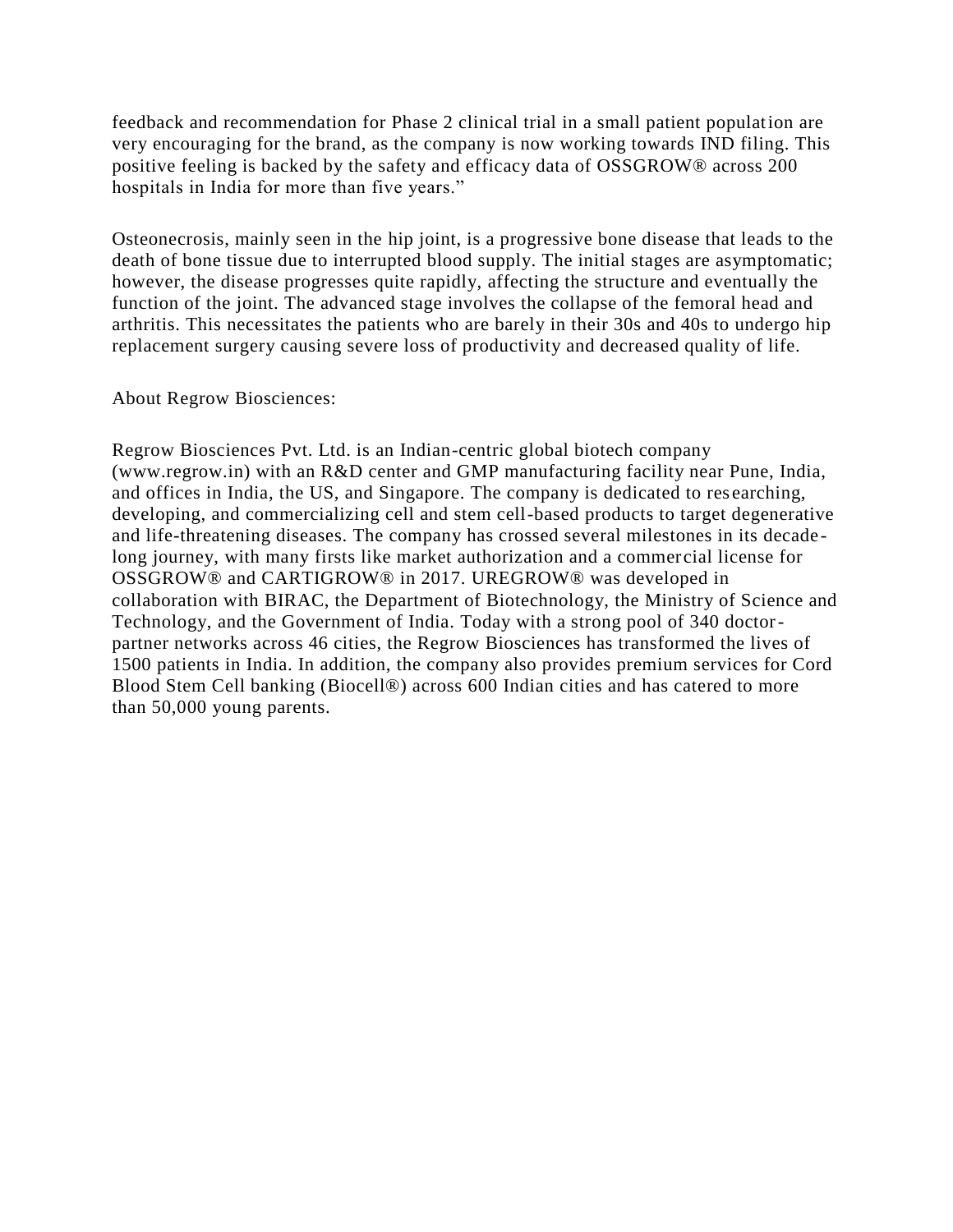feedback and recommendation for Phase 2 clinical trial in a small patient population are very encouraging for the brand, as the company is now working towards IND filing. This positive feeling is backed by the safety and efficacy data of OSSGROW® across 200 hospitals in India for more than five years."

Osteonecrosis, mainly seen in the hip joint, is a progressive bone disease that leads to the death of bone tissue due to interrupted blood supply. The initial stages are asymptomatic; however, the disease progresses quite rapidly, affecting the structure and eventually the function of the joint. The advanced stage involves the collapse of the femoral head and arthritis. This necessitates the patients who are barely in their 30s and 40s to undergo hip replacement surgery causing severe loss of productivity and decreased quality of life.

About Regrow Biosciences:

Regrow Biosciences Pvt. Ltd. is an Indian-centric global biotech company (www.regrow.in) with an R&D center and GMP manufacturing facility near Pune, India, and offices in India, the US, and Singapore. The company is dedicated to researching, developing, and commercializing cell and stem cell-based products to target degenerative and life-threatening diseases. The company has crossed several milestones in its decade-long journey, with many firsts like market authorization and a commercial license for OSSGROW® and CARTIGROW® in 2017. UREGROW® was developed in collaboration with BIRAC, the Department of Biotechnology, the Ministry of Science and Technology, and the Government of India. Today with a strong pool of 340 doctor-partner networks across 46 cities, the Regrow Biosciences has transformed the lives of 1500 patients in India. In addition, the company also provides premium services for Cord Blood Stem Cell banking (Biocell®) across 600 Indian cities and has catered to more than 50,000 young parents.